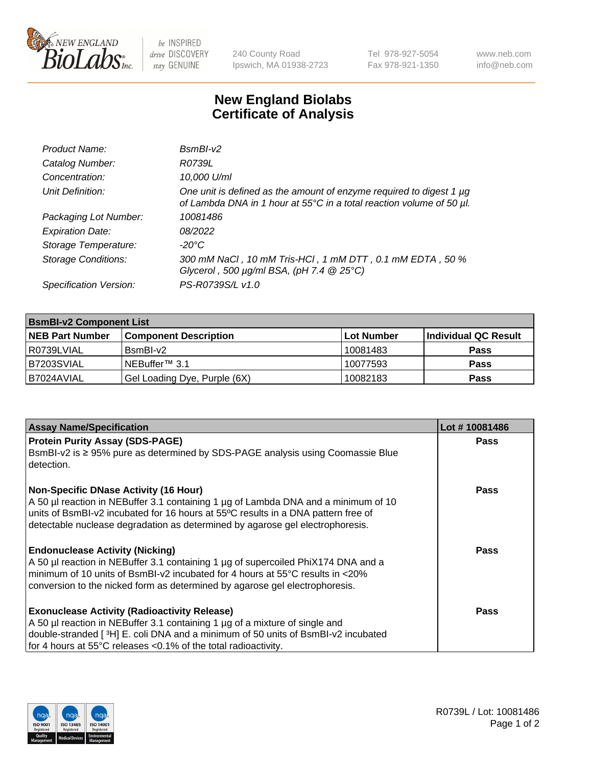# New England Biolabs Certificate of Analysis

| | |
|---|---|
| *Product Name:* | *BsmBI-v2* |
| *Catalog Number:* | *R0739L* |
| *Concentration:* | *10,000 U/ml* |
| *Unit Definition:* | *One unit is defined as the amount of enzyme required to digest 1 µg of Lambda DNA in 1 hour at 55°C in a total reaction volume of 50 µl.* |
| *Packaging Lot Number:* | *10081486* |
| *Expiration Date:* | *08/2022* |
| *Storage Temperature:* | *-20°C* |
| *Storage Conditions:* | *300 mM NaCl , 10 mM Tris-HCl , 1 mM DTT , 0.1 mM EDTA , 50 % Glycerol , 500 µg/ml BSA, (pH 7.4 @ 25°C)* |
| *Specification Version:* | *PS-R0739S/L v1.0* |

| **BsmBI-v2 Component List** | | | |
|---|---|---|---|
| **NEB Part Number** | **Component Description** | **Lot Number** | **Individual QC Result** |
| R0739LVIAL | BsmBI-v2 | 10081483 | **Pass** |
| B7203SVIAL | NEBuffer™ 3.1 | 10077593 | **Pass** |
| B7024AVIAL | Gel Loading Dye, Purple (6X) | 10082183 | **Pass** |

| **Assay Name/Specification** | **Lot # 10081486** |
|---|---|
| **Protein Purity Assay (SDS-PAGE)**<br>BsmBI-v2 is ≥ 95% pure as determined by SDS-PAGE analysis using Coomassie Blue detection. | **Pass** |
| **Non-Specific DNase Activity (16 Hour)**<br>A 50 µl reaction in NEBuffer 3.1 containing 1 µg of Lambda DNA and a minimum of 10 units of BsmBI-v2 incubated for 16 hours at 55ºC results in a DNA pattern free of detectable nuclease degradation as determined by agarose gel electrophoresis. | **Pass** |
| **Endonuclease Activity (Nicking)**<br>A 50 µl reaction in NEBuffer 3.1 containing 1 µg of supercoiled PhiX174 DNA and a minimum of 10 units of BsmBI-v2 incubated for 4 hours at 55°C results in <20% conversion to the nicked form as determined by agarose gel electrophoresis. | **Pass** |
| **Exonuclease Activity (Radioactivity Release)**<br>A 50 µl reaction in NEBuffer 3.1 containing 1 µg of a mixture of single and double-stranded [ $^{3}$H] E. coli DNA and a minimum of 50 units of BsmBI-v2 incubated for 4 hours at 55°C releases <0.1% of the total radioactivity. | **Pass** |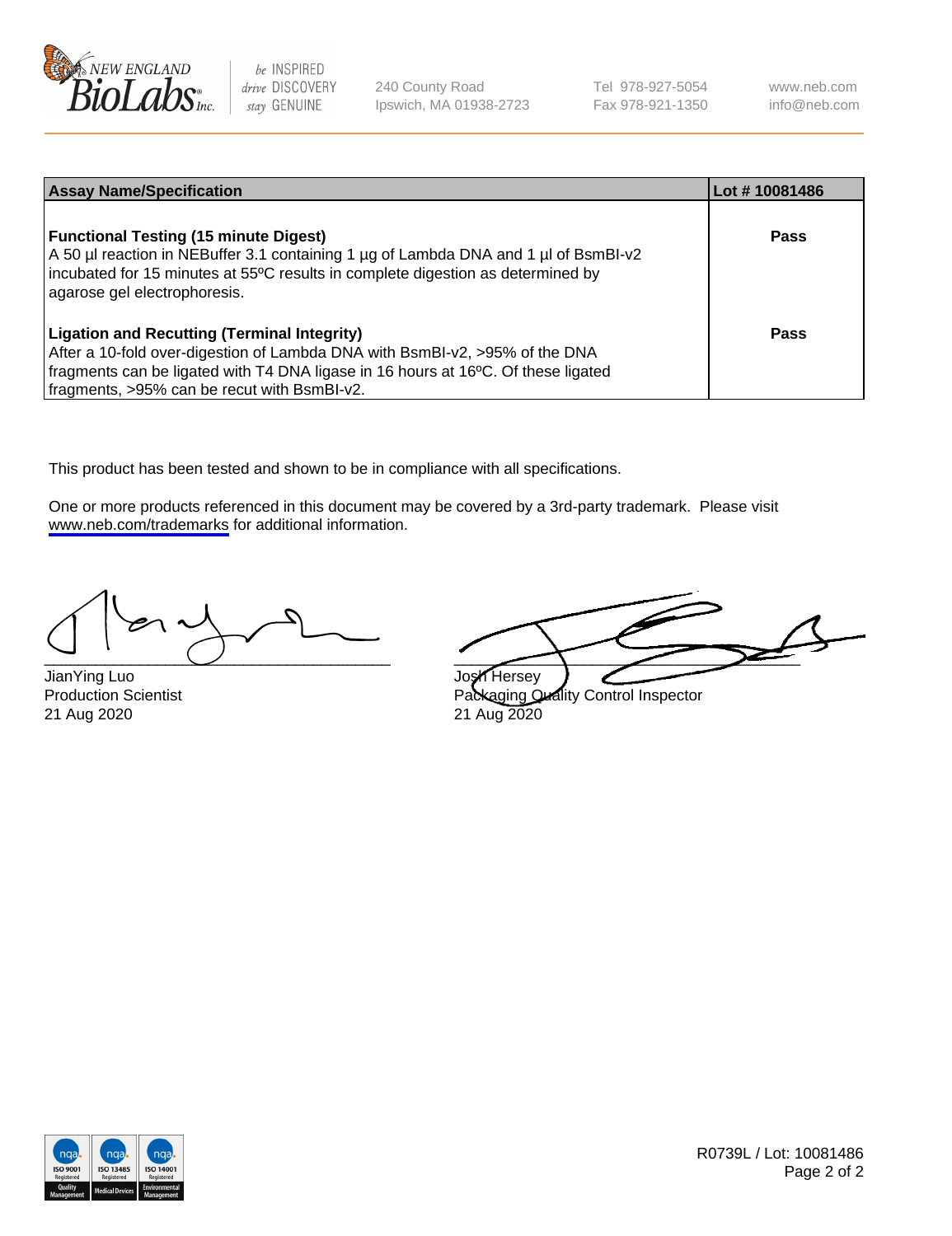NEW ENGLAND BioLabs Inc. — be INSPIRED drive DISCOVERY stay GENUINE

240 County Road
Ipswich, MA 01938-2723

Tel 978-927-5054
Fax 978-921-1350

www.neb.com
info@neb.com

| Assay Name/Specification | Lot # 10081486 |
| --- | --- |
| **Functional Testing (15 minute Digest)**<br>A 50 µl reaction in NEBuffer 3.1 containing 1 µg of Lambda DNA and 1 µl of BsmBI-v2 incubated for 15 minutes at 55ºC results in complete digestion as determined by agarose gel electrophoresis. | **Pass** |
| **Ligation and Recutting (Terminal Integrity)**<br>After a 10-fold over-digestion of Lambda DNA with BsmBI-v2, >95% of the DNA fragments can be ligated with T4 DNA ligase in 16 hours at 16ºC. Of these ligated fragments, >95% can be recut with BsmBI-v2. | **Pass** |

This product has been tested and shown to be in compliance with all specifications.

One or more products referenced in this document may be covered by a 3rd-party trademark. Please visit www.neb.com/trademarks for additional information.

JianYing Luo
Production Scientist
21 Aug 2020

Josh Hersey
Packaging Quality Control Inspector
21 Aug 2020

R0739L / Lot: 10081486